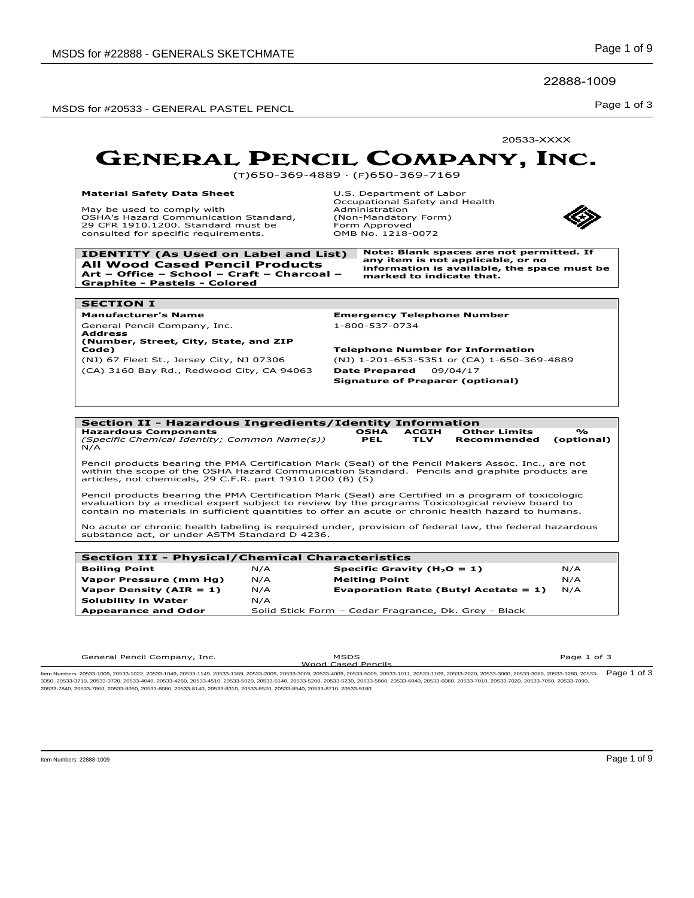22888-1009

20533-XXXX

# GENERAL PENCIL COMPANY, INC.

(T)650-369-4889 · (F)650-369-7169

**Material Safety Data Sheet**

May be used to comply with OSHA's Hazard Communication Standard, 29 CFR 1910.1200. Standard must be consulted for specific requirements.

U.S. Department of Labor
Occupational Safety and Health Administration
(Non-Mandatory Form)
Form Approved
OMB No. 1218-0072

## IDENTITY (As Used on Label and List)

**All Wood Cased Pencil Products**
**Art – Office – School – Craft – Charcoal – Graphite - Pastels - Colored**

**Note: Blank spaces are not permitted. If any item is not applicable, or no information is available, the space must be marked to indicate that.**

## SECTION I

**Manufacturer's Name**
General Pencil Company, Inc.

**Address (Number, Street, City, State, and ZIP Code)**
(NJ) 67 Fleet St., Jersey City, NJ 07306
(CA) 3160 Bay Rd., Redwood City, CA 94063

**Emergency Telephone Number**
1-800-537-0734

**Telephone Number for Information**
(NJ) 1-201-653-5351 or (CA) 1-650-369-4889

**Date Prepared** 09/04/17

**Signature of Preparer (optional)**

## Section II - Hazardous Ingredients/Identity Information

| Hazardous Components *(Specific Chemical Identity; Common Name(s))* | OSHA PEL | ACGIH TLV | Other Limits Recommended | % (optional) |
|---|---|---|---|---|
| N/A | | | | |

Pencil products bearing the PMA Certification Mark (Seal) of the Pencil Makers Assoc. Inc., are not within the scope of the OSHA Hazard Communication Standard. Pencils and graphite products are articles, not chemicals, 29 C.F.R. part 1910 1200 (B) (5)

Pencil products bearing the PMA Certification Mark (Seal) are Certified in a program of toxicologic evaluation by a medical expert subject to review by the programs Toxicological review board to contain no materials in sufficient quantities to offer an acute or chronic health hazard to humans.

No acute or chronic health labeling is required under, provision of federal law, the federal hazardous substance act, or under ASTM Standard D 4236.

## Section III - Physical/Chemical Characteristics

| | | | |
|---|---|---|---|
| **Boiling Point** | N/A | **Specific Gravity ($H_2O$ = 1)** | N/A |
| **Vapor Pressure (mm Hg)** | N/A | **Melting Point** | N/A |
| **Vapor Density (AIR = 1)** | N/A | **Evaporation Rate (Butyl Acetate = 1)** | N/A |
| **Solubility in Water** | N/A | | |
| **Appearance and Odor** | Solid Stick Form – Cedar Fragrance, Dk. Grey - Black | | |

General Pencil Company, Inc. MSDS Wood Cased Pencils

Item Numbers: 20533-1009, 20533-1022, 20533-1049, 20533-1149, 20533-1369, 20533-2009, 20533-3009, 20533-4009, 20533-5009, 20533-1011, 20533-1109, 20533-2020, 20533-3060, 20533-3080, 20533-3280, 20533-3350, 20533-3710, 20533-3720, 20533-4040, 20533-4260, 20533-4510, 20533-5020, 20533-5140, 20533-5200, 20533-5230, 20533-5800, 20533-6040, 20533-6060, 20533-7010, 20533-7020, 20533-7050, 20533-7090, 20533-7840, 20533-7860, 20533-8050, 20533-8080, 20533-8140, 20533-8310, 20533-8520, 20533-8540, 20533-8710, 20533-9180

Item Numbers: 22888-1009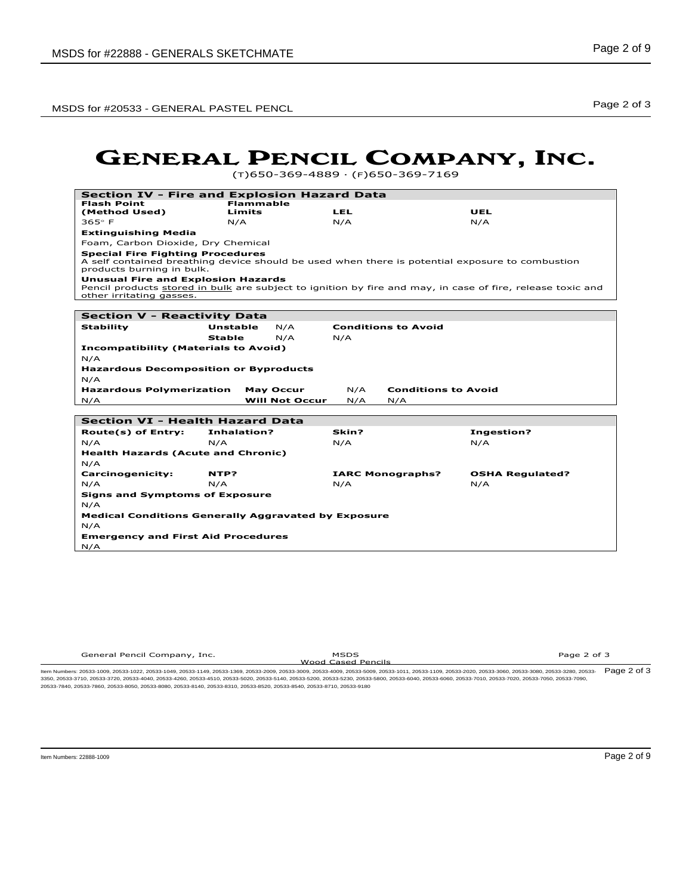# GENERAL PENCIL COMPANY, INC.

(T)650-369-4889 · (F)650-369-7169

## Section IV - Fire and Explosion Hazard Data

| Flash Point (Method Used) | Flammable Limits | LEL | UEL |
|---|---|---|---|
| 365° F | N/A | N/A | N/A |

**Extinguishing Media**

Foam, Carbon Dioxide, Dry Chemical

**Special Fire Fighting Procedures**

A self contained breathing device should be used when there is potential exposure to combustion products burning in bulk.

**Unusual Fire and Explosion Hazards**

Pencil products stored in bulk are subject to ignition by fire and may, in case of fire, release toxic and other irritating gasses.

## Section V - Reactivity Data

| Stability | | | Conditions to Avoid |
|---|---|---|---|
| | Unstable | N/A | |
| | Stable | N/A | N/A |

**Incompatibility (Materials to Avoid)**

N/A

**Hazardous Decomposition or Byproducts**

N/A

| Hazardous Polymerization | | | Conditions to Avoid |
|---|---|---|---|
| | May Occur | N/A | |
| N/A | Will Not Occur | N/A | N/A |

## Section VI - Health Hazard Data

| Route(s) of Entry: | Inhalation? | Skin? | Ingestion? |
|---|---|---|---|
| N/A | N/A | N/A | N/A |

**Health Hazards (Acute and Chronic)**

N/A

| Carcinogenicity: | NTP? | IARC Monographs? | OSHA Regulated? |
|---|---|---|---|
| N/A | N/A | N/A | N/A |

**Signs and Symptoms of Exposure**

N/A

**Medical Conditions Generally Aggravated by Exposure**

N/A

**Emergency and First Aid Procedures**

N/A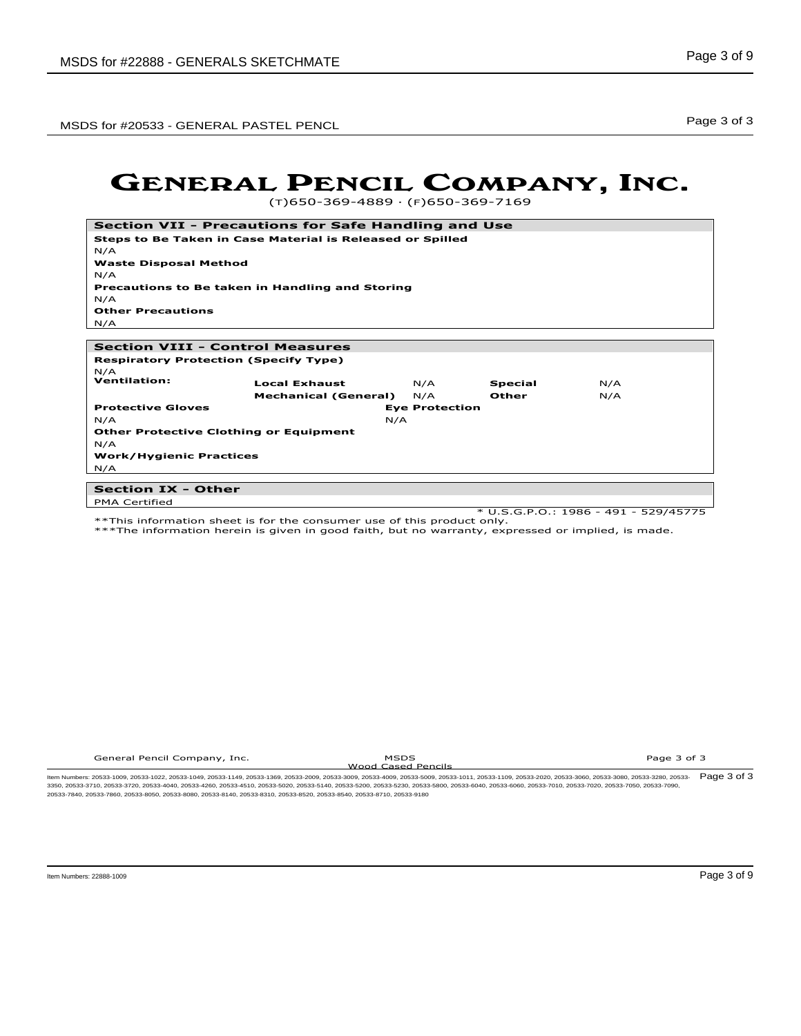# GENERAL PENCIL COMPANY, INC.

(T)650-369-4889 · (F)650-369-7169

## Section VII - Precautions for Safe Handling and Use

**Steps to Be Taken in Case Material is Released or Spilled**

N/A

**Waste Disposal Method**

N/A

**Precautions to Be taken in Handling and Storing**

N/A

**Other Precautions**

N/A

## Section VIII - Control Measures

**Respiratory Protection (Specify Type)**

N/A

| **Ventilation:** | **Local Exhaust** | N/A | **Special** | N/A |
|---|---|---|---|---|
| | **Mechanical (General)** | N/A | **Other** | N/A |

**Protective Gloves**

N/A

**Eye Protection**

N/A

**Other Protective Clothing or Equipment**

N/A

**Work/Hygienic Practices**

N/A

## Section IX - Other

PMA Certified

* U.S.G.P.O.: 1986 - 491 - 529/45775

**This information sheet is for the consumer use of this product only.

***The information herein is given in good faith, but no warranty, expressed or implied, is made.

MSDS
Wood Cased Pencils

Item Numbers: 20533-1009, 20533-1022, 20533-1049, 20533-1149, 20533-1369, 20533-2009, 20533-3009, 20533-4009, 20533-5009, 20533-1011, 20533-1109, 20533-2020, 20533-3060, 20533-3080, 20533-3280, 20533-3350, 20533-3710, 20533-3720, 20533-4040, 20533-4260, 20533-4510, 20533-5020, 20533-5140, 20533-5200, 20533-5230, 20533-5800, 20533-6040, 20533-6060, 20533-7010, 20533-7020, 20533-7050, 20533-7090, 20533-7840, 20533-7860, 20533-8050, 20533-8080, 20533-8140, 20533-8310, 20533-8520, 20533-8540, 20533-8710, 20533-9180

Item Numbers: 22888-1009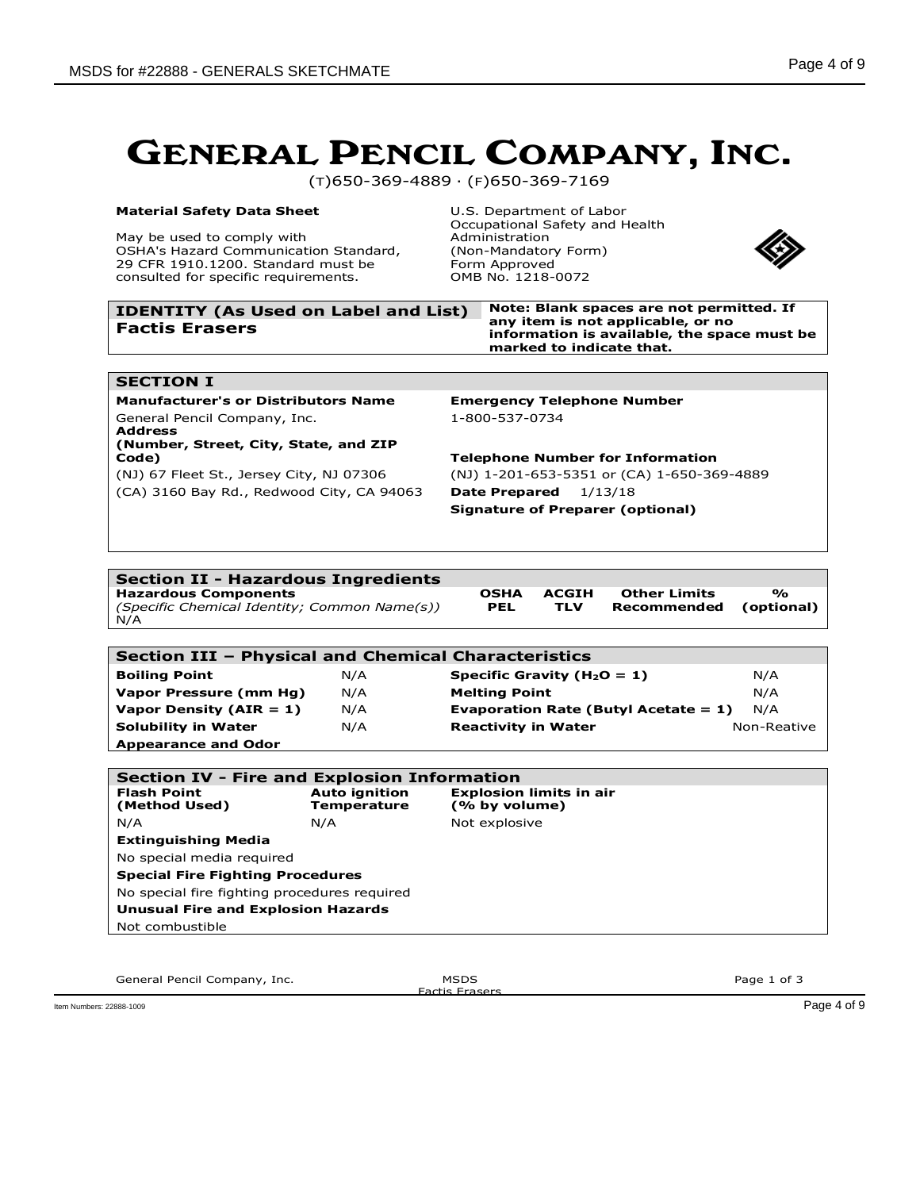# GENERAL PENCIL COMPANY, INC.

(T)650-369-4889 · (F)650-369-7169

**Material Safety Data Sheet**

May be used to comply with OSHA's Hazard Communication Standard, 29 CFR 1910.1200. Standard must be consulted for specific requirements.

U.S. Department of Labor
Occupational Safety and Health Administration
(Non-Mandatory Form)
Form Approved
OMB No. 1218-0072

| **IDENTITY (As Used on Label and List)** | **Note: Blank spaces are not permitted. If any item is not applicable, or no information is available, the space must be marked to indicate that.** |
|---|---|
| **Factis Erasers** | |

## SECTION I

| | |
|---|---|
| **Manufacturer's or Distributors Name** | **Emergency Telephone Number** |
| General Pencil Company, Inc. | 1-800-537-0734 |
| **Address (Number, Street, City, State, and ZIP Code)** | **Telephone Number for Information** |
| (NJ) 67 Fleet St., Jersey City, NJ 07306 | (NJ) 1-201-653-5351 or (CA) 1-650-369-4889 |
| (CA) 3160 Bay Rd., Redwood City, CA 94063 | **Date Prepared** 1/13/18 |
| | **Signature of Preparer (optional)** |

## Section II - Hazardous Ingredients

| **Hazardous Components** *(Specific Chemical Identity; Common Name(s))* | **OSHA PEL** | **ACGIH TLV** | **Other Limits Recommended** | **% (optional)** |
|---|---|---|---|---|
| N/A | | | | |

## Section III – Physical and Chemical Characteristics

| | | | |
|---|---|---|---|
| **Boiling Point** | N/A | **Specific Gravity ($H_2O$ = 1)** | N/A |
| **Vapor Pressure (mm Hg)** | N/A | **Melting Point** | N/A |
| **Vapor Density (AIR = 1)** | N/A | **Evaporation Rate (Butyl Acetate = 1)** | N/A |
| **Solubility in Water** | N/A | **Reactivity in Water** | Non-Reative |
| **Appearance and Odor** | | | |

## Section IV - Fire and Explosion Information

| **Flash Point (Method Used)** | **Auto ignition Temperature** | **Explosion limits in air (% by volume)** |
|---|---|---|
| N/A | N/A | Not explosive |

**Extinguishing Media**

No special media required

**Special Fire Fighting Procedures**

No special fire fighting procedures required

**Unusual Fire and Explosion Hazards**

Not combustible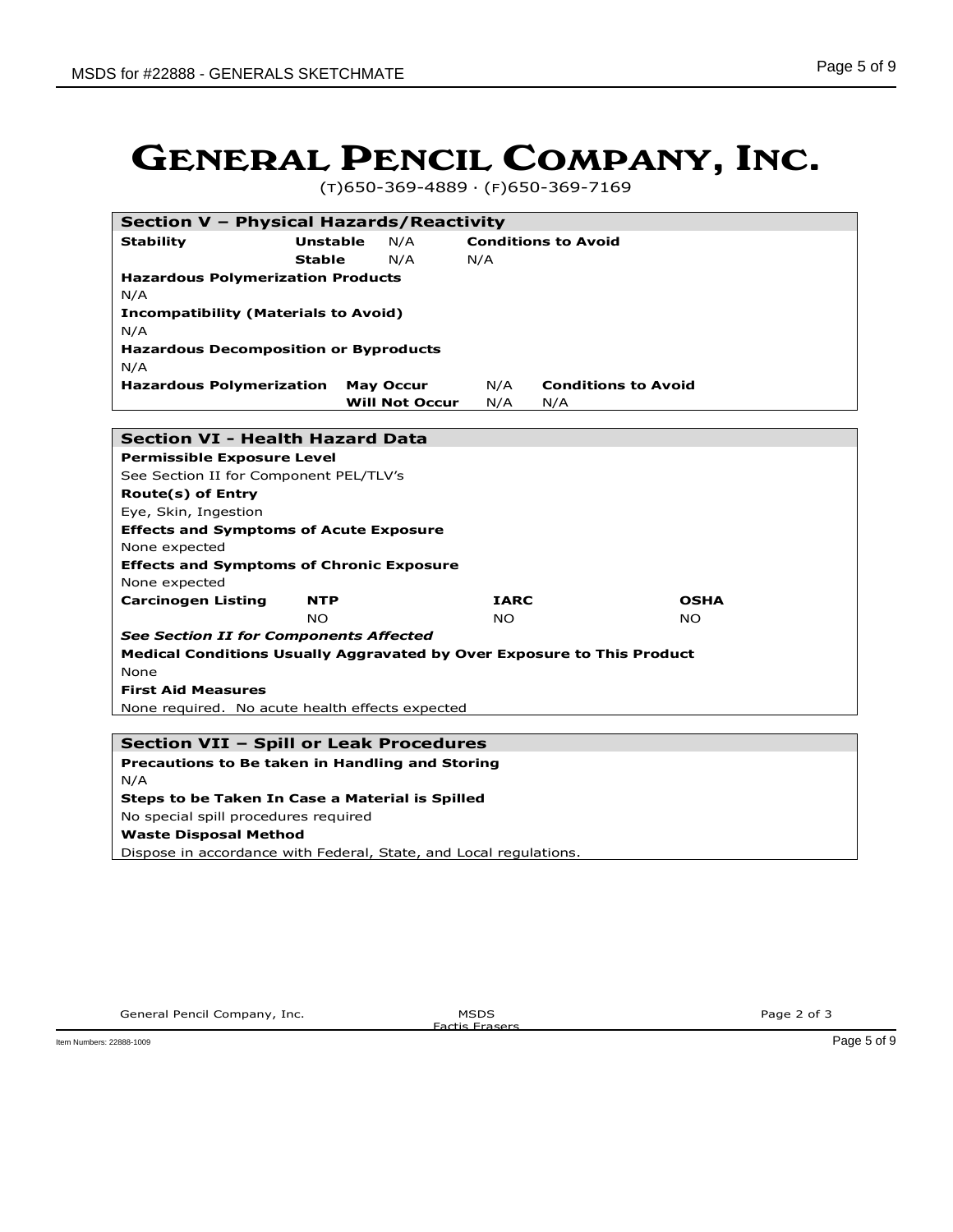# GENERAL PENCIL COMPANY, INC.

(T)650-369-4889 · (F)650-369-7169

## Section V – Physical Hazards/Reactivity

| **Stability** | **Unstable** | N/A | **Conditions to Avoid** |
|---|---|---|---|
| | **Stable** | N/A | N/A |

**Hazardous Polymerization Products**

N/A

**Incompatibility (Materials to Avoid)**

N/A

**Hazardous Decomposition or Byproducts**

N/A

| **Hazardous Polymerization** | **May Occur** | N/A | **Conditions to Avoid** |
|---|---|---|---|
| | **Will Not Occur** | N/A | N/A |

## Section VI - Health Hazard Data

**Permissible Exposure Level**

See Section II for Component PEL/TLV's

**Route(s) of Entry**

Eye, Skin, Ingestion

**Effects and Symptoms of Acute Exposure**

None expected

**Effects and Symptoms of Chronic Exposure**

None expected

| **Carcinogen Listing** | **NTP** | **IARC** | **OSHA** |
|---|---|---|---|
| | NO | NO | NO |

***See Section II for Components Affected***

**Medical Conditions Usually Aggravated by Over Exposure to This Product**

None

**First Aid Measures**

None required. No acute health effects expected

## Section VII – Spill or Leak Procedures

**Precautions to Be taken in Handling and Storing**

N/A

**Steps to be Taken In Case a Material is Spilled**

No special spill procedures required

**Waste Disposal Method**

Dispose in accordance with Federal, State, and Local regulations.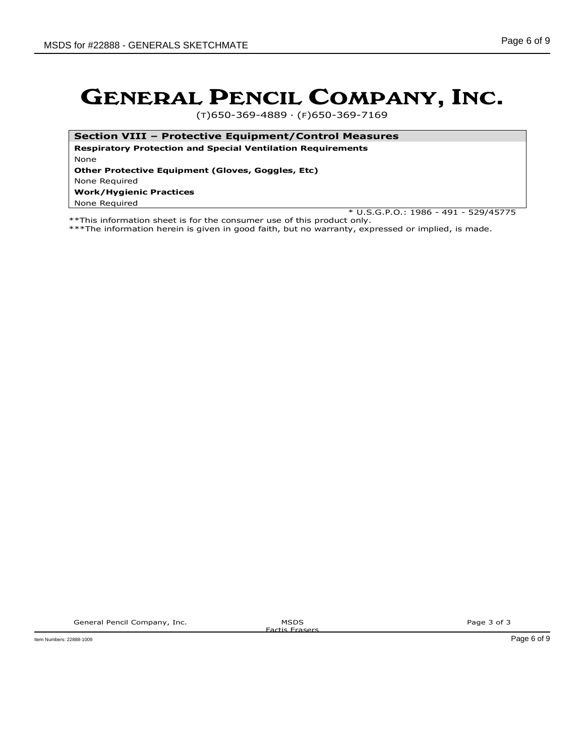# GENERAL PENCIL COMPANY, INC.

(T)650-369-4889 · (F)650-369-7169

## Section VIII – Protective Equipment/Control Measures

**Respiratory Protection and Special Ventilation Requirements**

None

**Other Protective Equipment (Gloves, Goggles, Etc)**

None Required

**Work/Hygienic Practices**

None Required

* U.S.G.P.O.: 1986 - 491 - 529/45775

**This information sheet is for the consumer use of this product only.

***The information herein is given in good faith, but no warranty, expressed or implied, is made.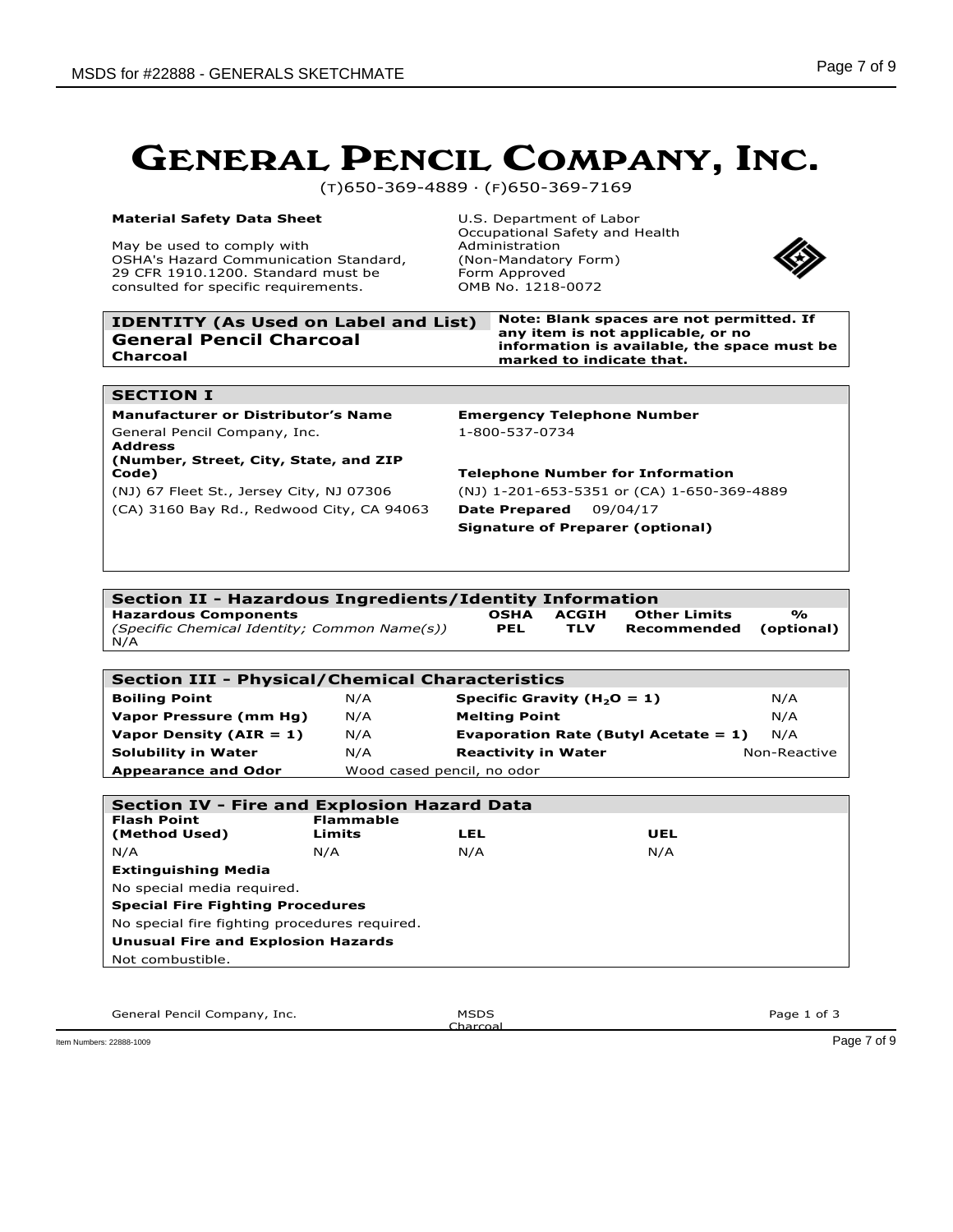# GENERAL PENCIL COMPANY, INC.

(T)650-369-4889 · (F)650-369-7169

**Material Safety Data Sheet**

May be used to comply with OSHA's Hazard Communication Standard, 29 CFR 1910.1200. Standard must be consulted for specific requirements.

U.S. Department of Labor
Occupational Safety and Health Administration
(Non-Mandatory Form)
Form Approved
OMB No. 1218-0072

| **IDENTITY (As Used on Label and List)** | **Note: Blank spaces are not permitted. If any item is not applicable, or no information is available, the space must be marked to indicate that.** |
|---|---|
| **General Pencil Charcoal** **Charcoal** | |

## SECTION I

| | |
|---|---|
| **Manufacturer or Distributor's Name** | **Emergency Telephone Number** |
| General Pencil Company, Inc. | 1-800-537-0734 |
| **Address (Number, Street, City, State, and ZIP Code)** | **Telephone Number for Information** |
| (NJ) 67 Fleet St., Jersey City, NJ 07306 | (NJ) 1-201-653-5351 or (CA) 1-650-369-4889 |
| (CA) 3160 Bay Rd., Redwood City, CA 94063 | **Date Prepared** 09/04/17 |
| | **Signature of Preparer (optional)** |

## Section II - Hazardous Ingredients/Identity Information

| **Hazardous Components** *(Specific Chemical Identity; Common Name(s))* | **OSHA PEL** | **ACGIH TLV** | **Other Limits Recommended** | **% (optional)** |
|---|---|---|---|---|
| N/A | | | | |

## Section III - Physical/Chemical Characteristics

| | | | |
|---|---|---|---|
| **Boiling Point** | N/A | **Specific Gravity ($H_2O$ = 1)** | N/A |
| **Vapor Pressure (mm Hg)** | N/A | **Melting Point** | N/A |
| **Vapor Density (AIR = 1)** | N/A | **Evaporation Rate (Butyl Acetate = 1)** | N/A |
| **Solubility in Water** | N/A | **Reactivity in Water** | Non-Reactive |
| **Appearance and Odor** | Wood cased pencil, no odor | | |

## Section IV - Fire and Explosion Hazard Data

| **Flash Point (Method Used)** | **Flammable Limits** | **LEL** | **UEL** |
|---|---|---|---|
| N/A | N/A | N/A | N/A |

**Extinguishing Media**

No special media required.

**Special Fire Fighting Procedures**

No special fire fighting procedures required.

**Unusual Fire and Explosion Hazards**

Not combustible.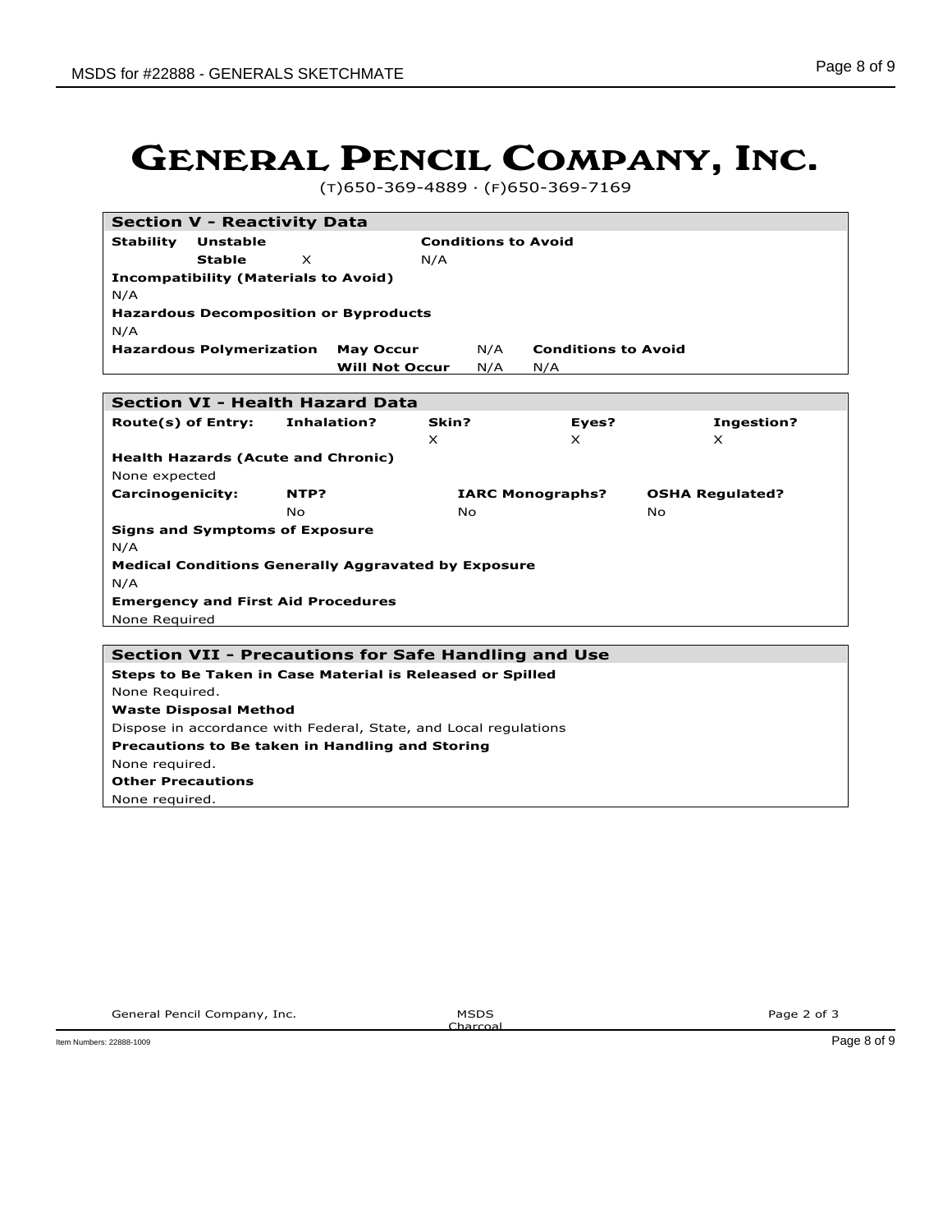# GENERAL PENCIL COMPANY, INC.

(T)650-369-4889 · (F)650-369-7169

## Section V - Reactivity Data

| **Stability** | | | **Conditions to Avoid** |
|---|---|---|---|
| **Unstable** | | | |
| **Stable** | X | | N/A |

**Incompatibility (Materials to Avoid)**

N/A

**Hazardous Decomposition or Byproducts**

N/A

| **Hazardous Polymerization** | | | **Conditions to Avoid** |
|---|---|---|---|
| | **May Occur** | N/A | |
| | **Will Not Occur** | N/A | N/A |

## Section VI - Health Hazard Data

| **Route(s) of Entry:** | **Inhalation?** | **Skin?** | **Eyes?** | **Ingestion?** |
|---|---|---|---|---|
| | | X | X | X |

**Health Hazards (Acute and Chronic)**

None expected

| **Carcinogenicity:** | **NTP?** | **IARC Monographs?** | **OSHA Regulated?** |
|---|---|---|---|
| | No | No | No |

**Signs and Symptoms of Exposure**

N/A

**Medical Conditions Generally Aggravated by Exposure**

N/A

**Emergency and First Aid Procedures**

None Required

## Section VII - Precautions for Safe Handling and Use

**Steps to Be Taken in Case Material is Released or Spilled**

None Required.

**Waste Disposal Method**

Dispose in accordance with Federal, State, and Local regulations

**Precautions to Be taken in Handling and Storing**

None required.

**Other Precautions**

None required.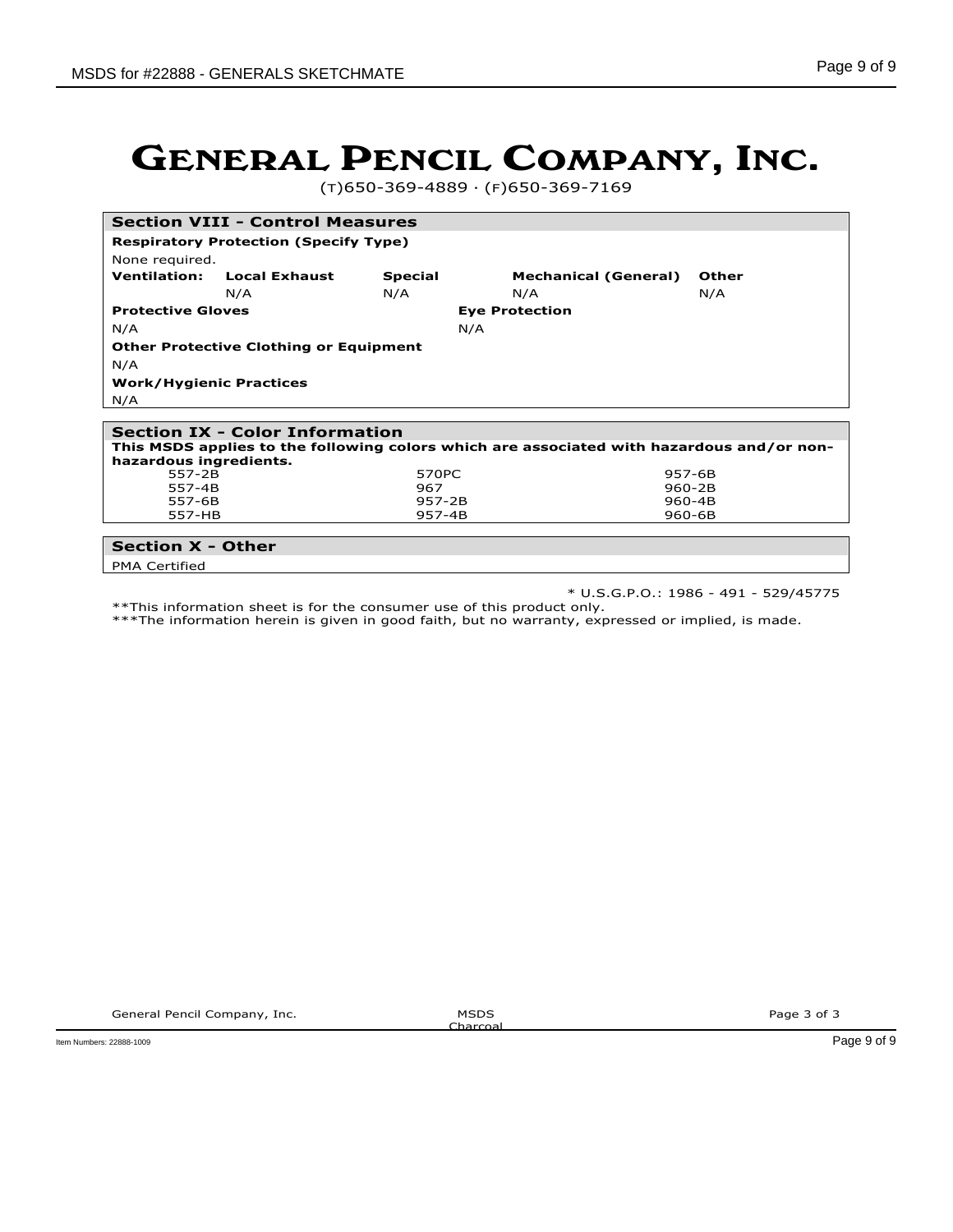# GENERAL PENCIL COMPANY, INC.

(T)650-369-4889 · (F)650-369-7169

## Section VIII - Control Measures

**Respiratory Protection (Specify Type)**

None required.

| **Ventilation:** | **Local Exhaust** | **Special** | **Mechanical (General)** | **Other** |
|---|---|---|---|---|
| | N/A | N/A | N/A | N/A |

| **Protective Gloves** | **Eye Protection** |
|---|---|
| N/A | N/A |

**Other Protective Clothing or Equipment**

N/A

**Work/Hygienic Practices**

N/A

## Section IX - Color Information

**This MSDS applies to the following colors which are associated with hazardous and/or non-hazardous ingredients.**

| | | |
|---|---|---|
| 557-2B | 570PC | 957-6B |
| 557-4B | 967 | 960-2B |
| 557-6B | 957-2B | 960-4B |
| 557-HB | 957-4B | 960-6B |

## Section X - Other

PMA Certified

* U.S.G.P.O.: 1986 - 491 - 529/45775

**This information sheet is for the consumer use of this product only.

***The information herein is given in good faith, but no warranty, expressed or implied, is made.

General Pencil Company, Inc. MSDS Charcoal

Item Numbers: 22888-1009